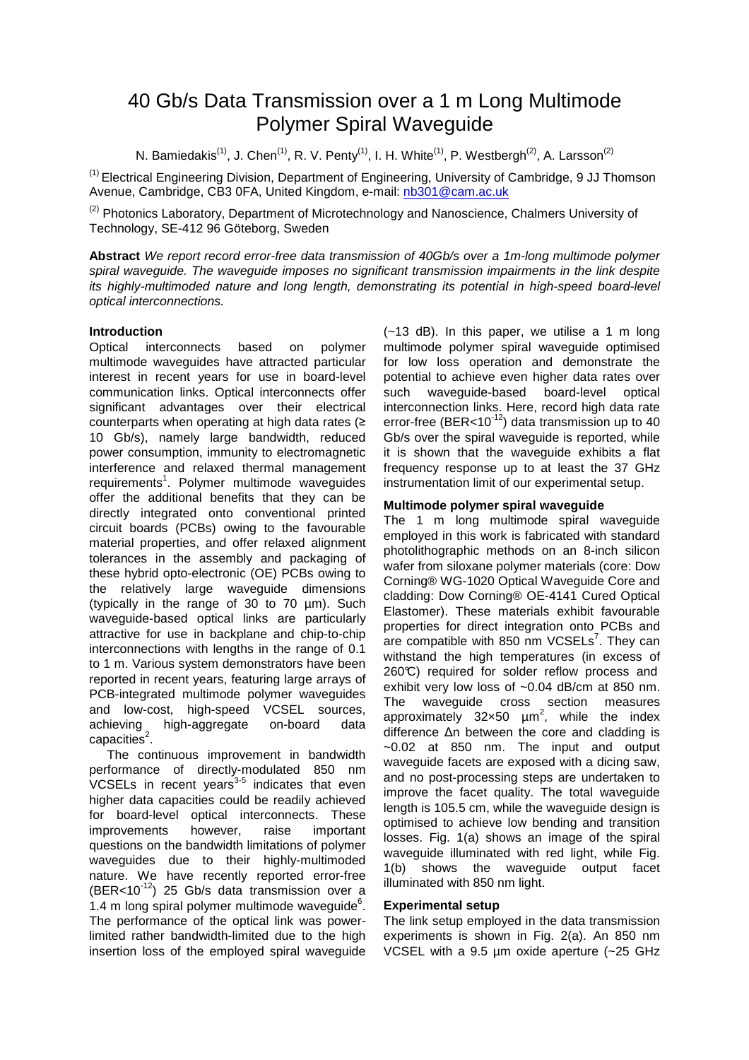# 40 Gb/s Data Transmission over a 1 m Long Multimode Polymer Spiral Waveguide

N. Bamiedakis[(1)], J. Chen[(1)], R. V. Penty[(1)], I. H. White[(1)], P. Westbergh[(2)], A. Larsson[(2)]

[(1)] Electrical Engineering Division, Department of Engineering, University of Cambridge, 9 JJ Thomson Avenue, Cambridge, CB3 0FA, United Kingdom, e-mail: nb301@cam.ac.uk

[(2)] Photonics Laboratory, Department of Microtechnology and Nanoscience, Chalmers University of Technology, SE-412 96 Göteborg, Sweden

**Abstract** *We report record error-free data transmission of 40Gb/s over a 1m-long multimode polymer spiral waveguide. The waveguide imposes no significant transmission impairments in the link despite its highly-multimoded nature and long length, demonstrating its potential in high-speed board-level optical interconnections.*

## Introduction

Optical interconnects based on polymer multimode waveguides have attracted particular interest in recent years for use in board-level communication links. Optical interconnects offer significant advantages over their electrical counterparts when operating at high data rates (≥ 10 Gb/s), namely large bandwidth, reduced power consumption, immunity to electromagnetic interference and relaxed thermal management requirements[1]. Polymer multimode waveguides offer the additional benefits that they can be directly integrated onto conventional printed circuit boards (PCBs) owing to the favourable material properties, and offer relaxed alignment tolerances in the assembly and packaging of these hybrid opto-electronic (OE) PCBs owing to the relatively large waveguide dimensions (typically in the range of 30 to 70 µm). Such waveguide-based optical links are particularly attractive for use in backplane and chip-to-chip interconnections with lengths in the range of 0.1 to 1 m. Various system demonstrators have been reported in recent years, featuring large arrays of PCB-integrated multimode polymer waveguides and low-cost, high-speed VCSEL sources, achieving high-aggregate on-board data capacities[2].

The continuous improvement in bandwidth performance of directly-modulated 850 nm VCSELs in recent years[3-5] indicates that even higher data capacities could be readily achieved for board-level optical interconnects. These improvements however, raise important questions on the bandwidth limitations of polymer waveguides due to their highly-multimoded nature. We have recently reported error-free ($BER<10^{-12}$) 25 Gb/s data transmission over a 1.4 m long spiral polymer multimode waveguide[6]. The performance of the optical link was power-limited rather bandwidth-limited due to the high insertion loss of the employed spiral waveguide (~13 dB). In this paper, we utilise a 1 m long multimode polymer spiral waveguide optimised for low loss operation and demonstrate the potential to achieve even higher data rates over such waveguide-based board-level optical interconnection links. Here, record high data rate error-free ($BER<10^{-12}$) data transmission up to 40 Gb/s over the spiral waveguide is reported, while it is shown that the waveguide exhibits a flat frequency response up to at least the 37 GHz instrumentation limit of our experimental setup.

## Multimode polymer spiral waveguide

The 1 m long multimode spiral waveguide employed in this work is fabricated with standard photolithographic methods on an 8-inch silicon wafer from siloxane polymer materials (core: Dow Corning® WG-1020 Optical Waveguide Core and cladding: Dow Corning® OE-4141 Cured Optical Elastomer). These materials exhibit favourable properties for direct integration onto PCBs and are compatible with 850 nm VCSELs[7]. They can withstand the high temperatures (in excess of 260℃) required for solder reflow process and exhibit very low loss of ~0.04 dB/cm at 850 nm. The waveguide cross section measures approximately 32×50 µm$^2$, while the index difference Δn between the core and cladding is ~0.02 at 850 nm. The input and output waveguide facets are exposed with a dicing saw, and no post-processing steps are undertaken to improve the facet quality. The total waveguide length is 105.5 cm, while the waveguide design is optimised to achieve low bending and transition losses. Fig. 1(a) shows an image of the spiral waveguide illuminated with red light, while Fig. 1(b) shows the waveguide output facet illuminated with 850 nm light.

## Experimental setup

The link setup employed in the data transmission experiments is shown in Fig. 2(a). An 850 nm VCSEL with a 9.5 µm oxide aperture (~25 GHz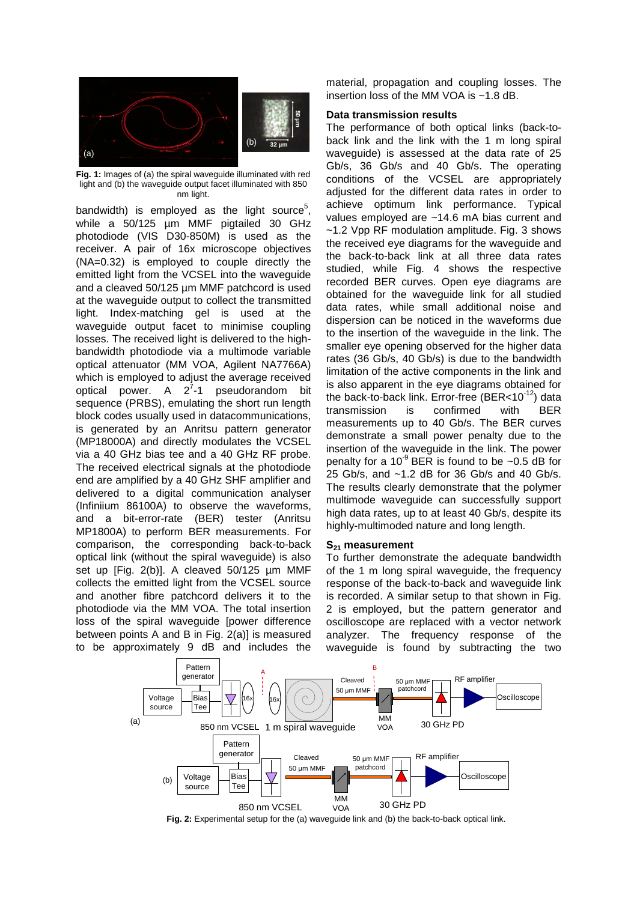**Fig. 1:** Images of (a) the spiral waveguide illuminated with red light and (b) the waveguide output facet illuminated with 850 nm light.

bandwidth) is employed as the light source[5], while a 50/125 µm MMF pigtailed 30 GHz photodiode (VIS D30-850M) is used as the receiver. A pair of 16x microscope objectives (NA=0.32) is employed to couple directly the emitted light from the VCSEL into the waveguide and a cleaved 50/125 µm MMF patchcord is used at the waveguide output to collect the transmitted light. Index-matching gel is used at the waveguide output facet to minimise coupling losses. The received light is delivered to the high-bandwidth photodiode via a multimode variable optical attenuator (MM VOA, Agilent NA7766A) which is employed to adjust the average received optical power. A $2^7$-1 pseudorandom bit sequence (PRBS), emulating the short run length block codes usually used in datacommunications, is generated by an Anritsu pattern generator (MP18000A) and directly modulates the VCSEL via a 40 GHz bias tee and a 40 GHz RF probe. The received electrical signals at the photodiode end are amplified by a 40 GHz SHF amplifier and delivered to a digital communication analyser (Infiniium 86100A) to observe the waveforms, and a bit-error-rate (BER) tester (Anritsu MP1800A) to perform BER measurements. For comparison, the corresponding back-to-back optical link (without the spiral waveguide) is also set up [Fig. 2(b)]. A cleaved 50/125 µm MMF collects the emitted light from the VCSEL source and another fibre patchcord delivers it to the photodiode via the MM VOA. The total insertion loss of the spiral waveguide [power difference between points A and B in Fig. 2(a)] is measured to be approximately 9 dB and includes the material, propagation and coupling losses. The insertion loss of the MM VOA is ~1.8 dB.

### Data transmission results

The performance of both optical links (back-to-back link and the link with the 1 m long spiral waveguide) is assessed at the data rate of 25 Gb/s, 36 Gb/s and 40 Gb/s. The operating conditions of the VCSEL are appropriately adjusted for the different data rates in order to achieve optimum link performance. Typical values employed are ~14.6 mA bias current and ~1.2 Vpp RF modulation amplitude. Fig. 3 shows the received eye diagrams for the waveguide and the back-to-back link at all three data rates studied, while Fig. 4 shows the respective recorded BER curves. Open eye diagrams are obtained for the waveguide link for all studied data rates, while small additional noise and dispersion can be noticed in the waveforms due to the insertion of the waveguide in the link. The smaller eye opening observed for the higher data rates (36 Gb/s, 40 Gb/s) is due to the bandwidth limitation of the active components in the link and is also apparent in the eye diagrams obtained for the back-to-back link. Error-free (BER<$10^{-12}$) data transmission is confirmed with BER measurements up to 40 Gb/s. The BER curves demonstrate a small power penalty due to the insertion of the waveguide in the link. The power penalty for a $10^{-9}$ BER is found to be ~0.5 dB for 25 Gb/s, and ~1.2 dB for 36 Gb/s and 40 Gb/s. The results clearly demonstrate that the polymer multimode waveguide can successfully support high data rates, up to at least 40 Gb/s, despite its highly-multimoded nature and long length.

### $S_{21}$ measurement

To further demonstrate the adequate bandwidth of the 1 m long spiral waveguide, the frequency response of the back-to-back and waveguide link is recorded. A similar setup to that shown in Fig. 2 is employed, but the pattern generator and oscilloscope are replaced with a vector network analyzer. The frequency response of the waveguide is found by subtracting the two

**Fig. 2:** Experimental setup for the (a) waveguide link and (b) the back-to-back optical link.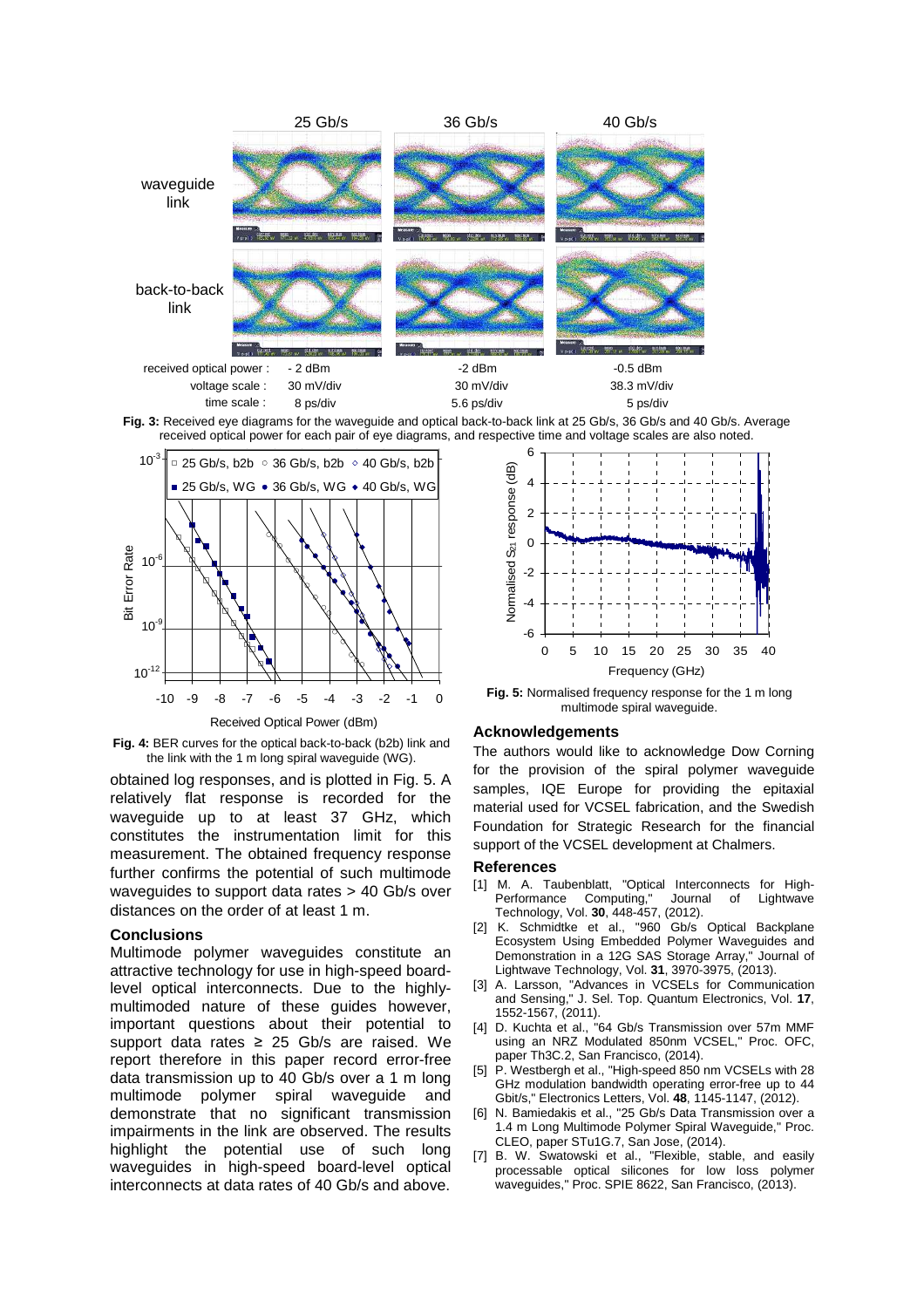25 Gb/s
36 Gb/s
40 Gb/s

waveguide link

back-to-back link

received optical power : - 2 dBm -2 dBm -0.5 dBm
voltage scale : 30 mV/div 30 mV/div 38.3 mV/div
time scale : 8 ps/div 5.6 ps/div 5 ps/div

**Fig. 3:** Received eye diagrams for the waveguide and optical back-to-back link at 25 Gb/s, 36 Gb/s and 40 Gb/s. Average received optical power for each pair of eye diagrams, and respective time and voltage scales are also noted.

25 Gb/s, b2b
36 Gb/s, b2b
40 Gb/s, b2b
25 Gb/s, WG
36 Gb/s, WG
40 Gb/s, WG

Bit Error Rate

$10^{-3}$
$10^{-6}$
$10^{-9}$
$10^{-12}$

-10 -9 -8 -7 -6 -5 -4 -3 -2 -1 0

Received Optical Power (dBm)

**Fig. 4:** BER curves for the optical back-to-back (b2b) link and the link with the 1 m long spiral waveguide (WG).

Normalised $S_{21}$ response (dB)

6
4
2
0
-2
-4
-6

0 5 10 15 20 25 30 35 40

Frequency (GHz)

**Fig. 5:** Normalised frequency response for the 1 m long multimode spiral waveguide.

obtained log responses, and is plotted in Fig. 5. A relatively flat response is recorded for the waveguide up to at least 37 GHz, which constitutes the instrumentation limit for this measurement. The obtained frequency response further confirms the potential of such multimode waveguides to support data rates > 40 Gb/s over distances on the order of at least 1 m.

## Conclusions

Multimode polymer waveguides constitute an attractive technology for use in high-speed board-level optical interconnects. Due to the highly-multimoded nature of these guides however, important questions about their potential to support data rates ≥ 25 Gb/s are raised. We report therefore in this paper record error-free data transmission up to 40 Gb/s over a 1 m long multimode polymer spiral waveguide and demonstrate that no significant transmission impairments in the link are observed. The results highlight the potential use of such long waveguides in high-speed board-level optical interconnects at data rates of 40 Gb/s and above.

## Acknowledgements

The authors would like to acknowledge Dow Corning for the provision of the spiral polymer waveguide samples, IQE Europe for providing the epitaxial material used for VCSEL fabrication, and the Swedish Foundation for Strategic Research for the financial support of the VCSEL development at Chalmers.

## References

[1] M. A. Taubenblatt, "Optical Interconnects for High-Performance Computing," Journal of Lightwave Technology, Vol. **30**, 448-457, (2012).

[2] K. Schmidtke et al., "960 Gb/s Optical Backplane Ecosystem Using Embedded Polymer Waveguides and Demonstration in a 12G SAS Storage Array," Journal of Lightwave Technology, Vol. **31**, 3970-3975, (2013).

[3] A. Larsson, "Advances in VCSELs for Communication and Sensing," J. Sel. Top. Quantum Electronics, Vol. **17**, 1552-1567, (2011).

[4] D. Kuchta et al., "64 Gb/s Transmission over 57m MMF using an NRZ Modulated 850nm VCSEL," Proc. OFC, paper Th3C.2, San Francisco, (2014).

[5] P. Westbergh et al., "High-speed 850 nm VCSELs with 28 GHz modulation bandwidth operating error-free up to 44 Gbit/s," Electronics Letters, Vol. **48**, 1145-1147, (2012).

[6] N. Bamiedakis et al., "25 Gb/s Data Transmission over a 1.4 m Long Multimode Polymer Spiral Waveguide," Proc. CLEO, paper STu1G.7, San Jose, (2014).

[7] B. W. Swatowski et al., "Flexible, stable, and easily processable optical silicones for low loss polymer waveguides," Proc. SPIE 8622, San Francisco, (2013).